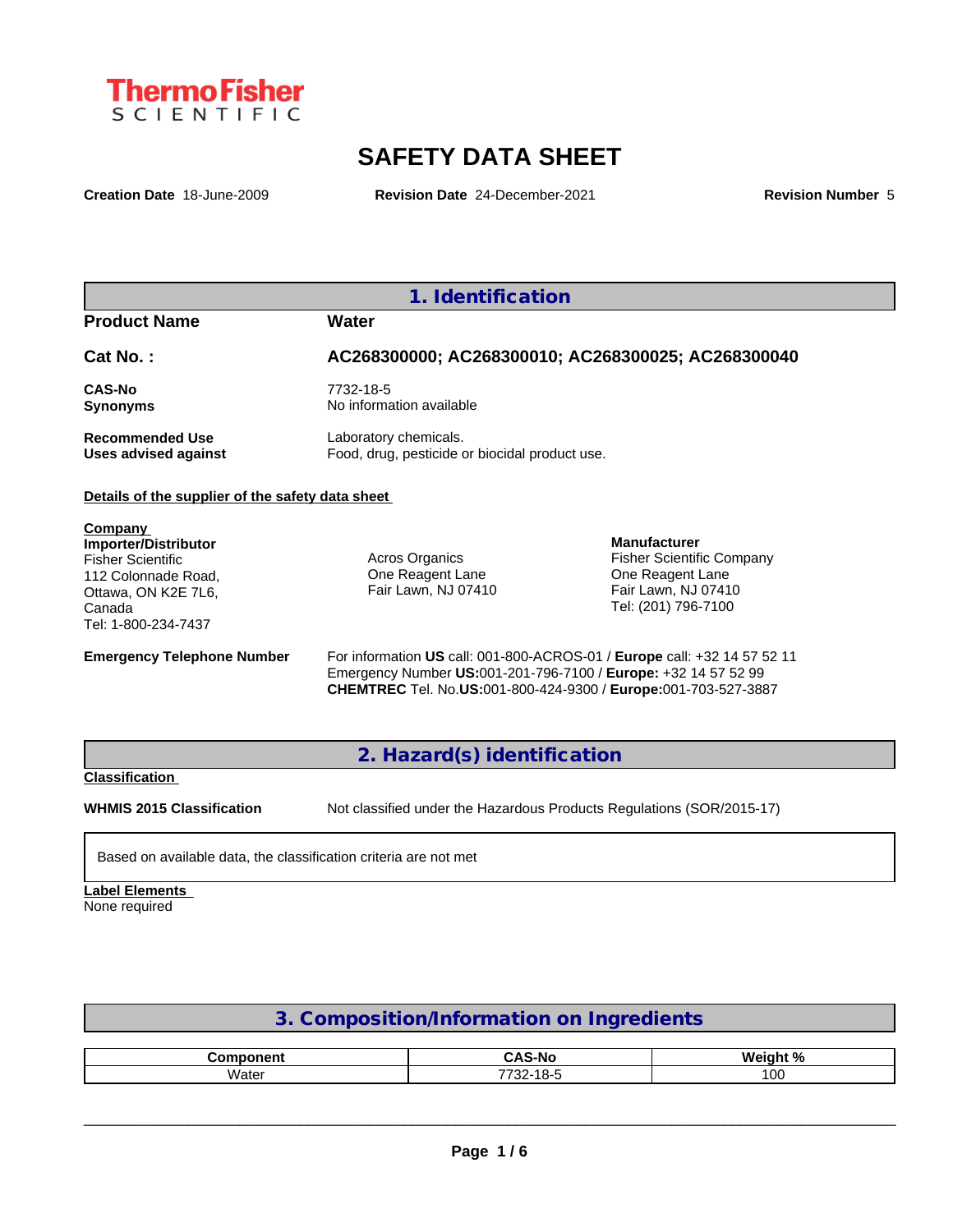ThermoFisher SCIENTIFIC

# SAFETY DATA SHEET

**Creation Date** 18-June-2009 **Revision Date** 24-December-2021 **Revision Number** 5

## 1. Identification

**Product Name** **Water**

**Cat No. :** **AC268300000; AC268300010; AC268300025; AC268300040**

**CAS-No** 7732-18-5
**Synonyms** No information available

**Recommended Use** Laboratory chemicals.
**Uses advised against** Food, drug, pesticide or biocidal product use.

**Details of the supplier of the safety data sheet**

**Company**
**Importer/Distributor**
Fisher Scientific
112 Colonnade Road,
Ottawa, ON K2E 7L6,
Canada
Tel: 1-800-234-7437

Acros Organics
One Reagent Lane
Fair Lawn, NJ 07410

**Manufacturer**
Fisher Scientific Company
One Reagent Lane
Fair Lawn, NJ 07410
Tel: (201) 796-7100

**Emergency Telephone Number** For information **US** call: 001-800-ACROS-01 / **Europe** call: +32 14 57 52 11
Emergency Number **US:**001-201-796-7100 / **Europe:** +32 14 57 52 99
**CHEMTREC** Tel. No.**US:**001-800-424-9300 / **Europe:**001-703-527-3887

## 2. Hazard(s) identification

**Classification**

**WHMIS 2015 Classification** Not classified under the Hazardous Products Regulations (SOR/2015-17)

Based on available data, the classification criteria are not met

**Label Elements**
None required

## 3. Composition/Information on Ingredients

| Component | CAS-No | Weight % |
|---|---|---|
| Water | 7732-18-5 | 100 |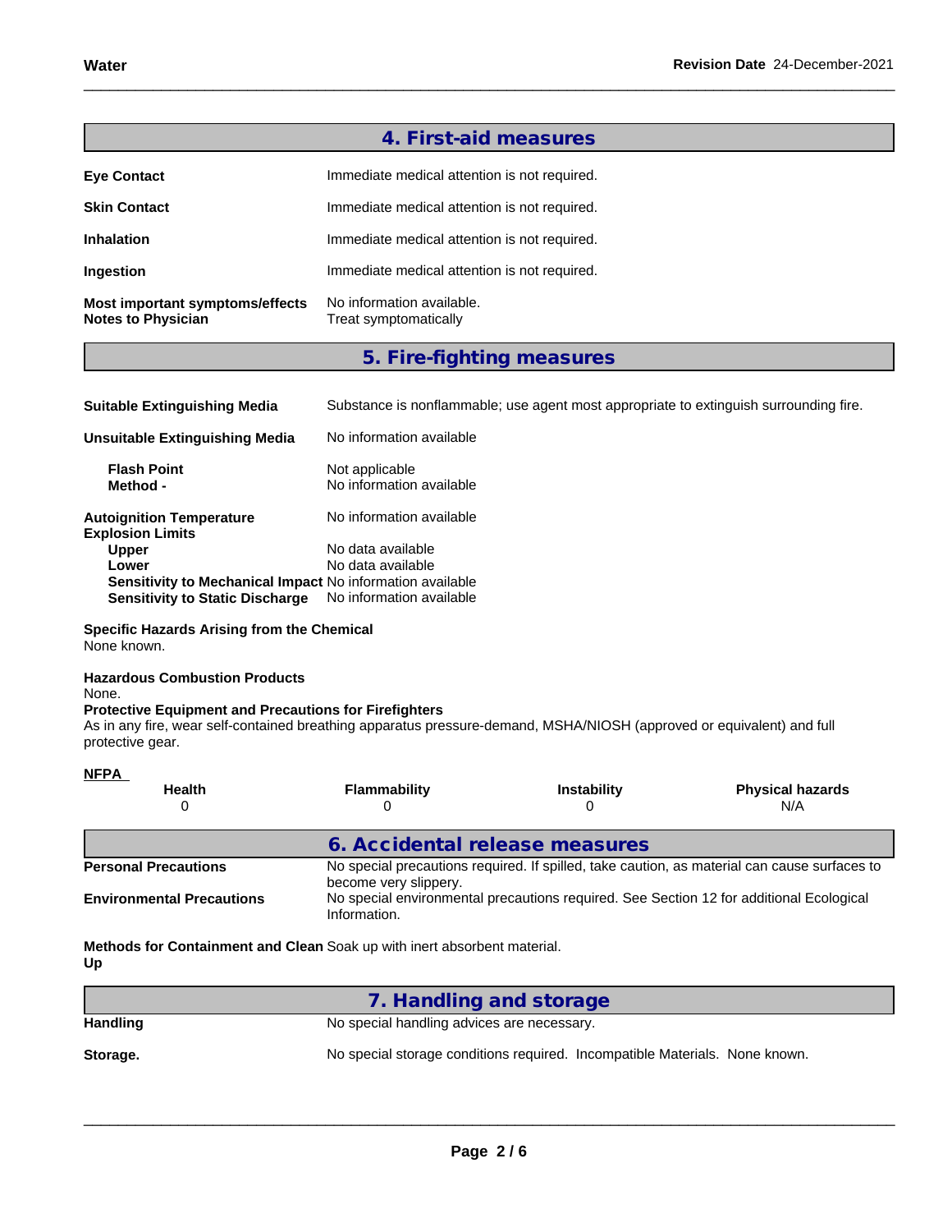## 4. First-aid measures

| | |
|---|---|
| **Eye Contact** | Immediate medical attention is not required. |
| **Skin Contact** | Immediate medical attention is not required. |
| **Inhalation** | Immediate medical attention is not required. |
| **Ingestion** | Immediate medical attention is not required. |
| **Most important symptoms/effects** | No information available. |
| **Notes to Physician** | Treat symptomatically |

## 5. Fire-fighting measures

| | |
|---|---|
| **Suitable Extinguishing Media** | Substance is nonflammable; use agent most appropriate to extinguish surrounding fire. |
| **Unsuitable Extinguishing Media** | No information available |
| **Flash Point** | Not applicable |
| **Method -** | No information available |
| **Autoignition Temperature** | No information available |
| **Explosion Limits** | |
| **Upper** | No data available |
| **Lower** | No data available |
| **Sensitivity to Mechanical Impact** | No information available |
| **Sensitivity to Static Discharge** | No information available |

**Specific Hazards Arising from the Chemical**
None known.

**Hazardous Combustion Products**
None.

**Protective Equipment and Precautions for Firefighters**
As in any fire, wear self-contained breathing apparatus pressure-demand, MSHA/NIOSH (approved or equivalent) and full protective gear.

**NFPA**

| Health | Flammability | Instability | Physical hazards |
|---|---|---|---|
| 0 | 0 | 0 | N/A |

## 6. Accidental release measures

| | |
|---|---|
| **Personal Precautions** | No special precautions required. If spilled, take caution, as material can cause surfaces to become very slippery. |
| **Environmental Precautions** | No special environmental precautions required. See Section 12 for additional Ecological Information. |
| **Methods for Containment and Clean Up** | Soak up with inert absorbent material. |

## 7. Handling and storage

| | |
|---|---|
| **Handling** | No special handling advices are necessary. |
| **Storage.** | No special storage conditions required. Incompatible Materials. None known. |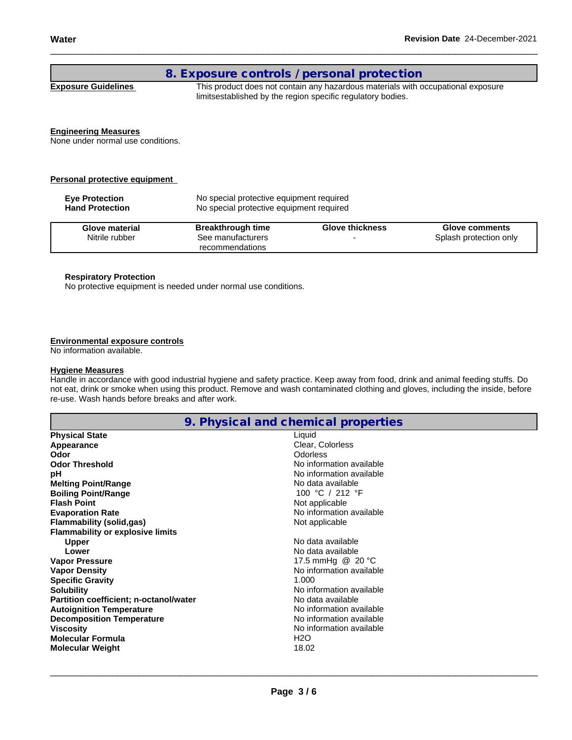## 8. Exposure controls / personal protection

**Exposure Guidelines**

This product does not contain any hazardous materials with occupational exposure limitsestablished by the region specific regulatory bodies.

**Engineering Measures**

None under normal use conditions.

**Personal protective equipment**

**Eye Protection** No special protective equipment required

**Hand Protection** No special protective equipment required

| Glove material | Breakthrough time | Glove thickness | Glove comments |
|---|---|---|---|
| Nitrile rubber | See manufacturers recommendations | - | Splash protection only |

**Respiratory Protection**

No protective equipment is needed under normal use conditions.

**Environmental exposure controls**

No information available.

**Hygiene Measures**

Handle in accordance with good industrial hygiene and safety practice. Keep away from food, drink and animal feeding stuffs. Do not eat, drink or smoke when using this product. Remove and wash contaminated clothing and gloves, including the inside, before re-use. Wash hands before breaks and after work.

## 9. Physical and chemical properties

| | |
|---|---|
| **Physical State** | Liquid |
| **Appearance** | Clear, Colorless |
| **Odor** | Odorless |
| **Odor Threshold** | No information available |
| **pH** | No information available |
| **Melting Point/Range** | No data available |
| **Boiling Point/Range** | 100 °C / 212 °F |
| **Flash Point** | Not applicable |
| **Evaporation Rate** | No information available |
| **Flammability (solid,gas)** | Not applicable |
| **Flammability or explosive limits** | |
| **Upper** | No data available |
| **Lower** | No data available |
| **Vapor Pressure** | 17.5 mmHg @ 20 °C |
| **Vapor Density** | No information available |
| **Specific Gravity** | 1.000 |
| **Solubility** | No information available |
| **Partition coefficient; n-octanol/water** | No data available |
| **Autoignition Temperature** | No information available |
| **Decomposition Temperature** | No information available |
| **Viscosity** | No information available |
| **Molecular Formula** | $H_2O$ |
| **Molecular Weight** | 18.02 |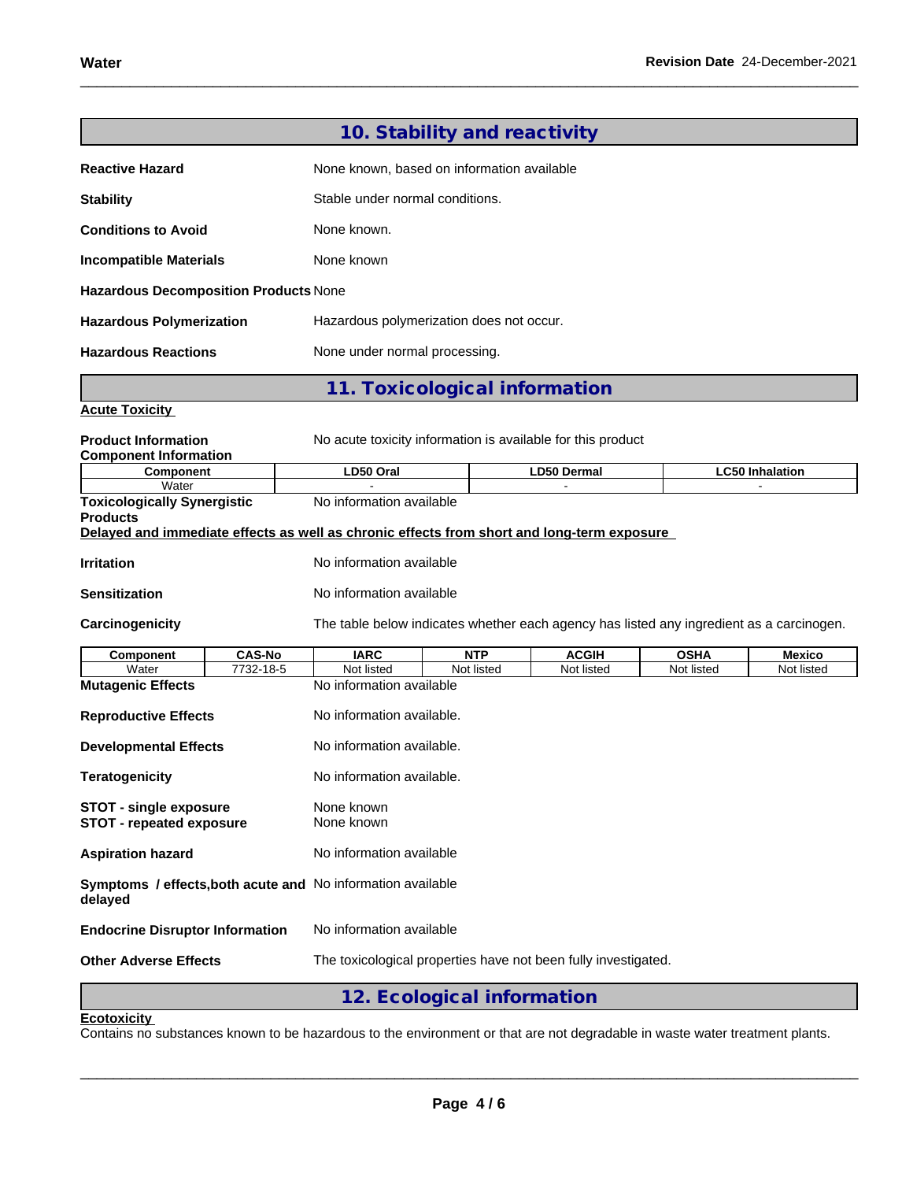## 10. Stability and reactivity

**Reactive Hazard** None known, based on information available

**Stability** Stable under normal conditions.

**Conditions to Avoid** None known.

**Incompatible Materials** None known

**Hazardous Decomposition Products** None

**Hazardous Polymerization** Hazardous polymerization does not occur.

**Hazardous Reactions** None under normal processing.

## 11. Toxicological information

**Acute Toxicity**

**Product Information** No acute toxicity information is available for this product

**Component Information**

| Component | LD50 Oral | LD50 Dermal | LC50 Inhalation |
|---|---|---|---|
| Water | - | - | - |

**Toxicologically Synergistic Products** No information available

**Delayed and immediate effects as well as chronic effects from short and long-term exposure**

**Irritation** No information available

**Sensitization** No information available

**Carcinogenicity** The table below indicates whether each agency has listed any ingredient as a carcinogen.

| Component | CAS-No | IARC | NTP | ACGIH | OSHA | Mexico |
|---|---|---|---|---|---|---|
| Water | 7732-18-5 | Not listed | Not listed | Not listed | Not listed | Not listed |

**Mutagenic Effects** No information available

**Reproductive Effects** No information available.

**Developmental Effects** No information available.

**Teratogenicity** No information available.

**STOT - single exposure** None known
**STOT - repeated exposure** None known

**Aspiration hazard** No information available

**Symptoms / effects,both acute and delayed** No information available

**Endocrine Disruptor Information** No information available

**Other Adverse Effects** The toxicological properties have not been fully investigated.

## 12. Ecological information

**Ecotoxicity**

Contains no substances known to be hazardous to the environment or that are not degradable in waste water treatment plants.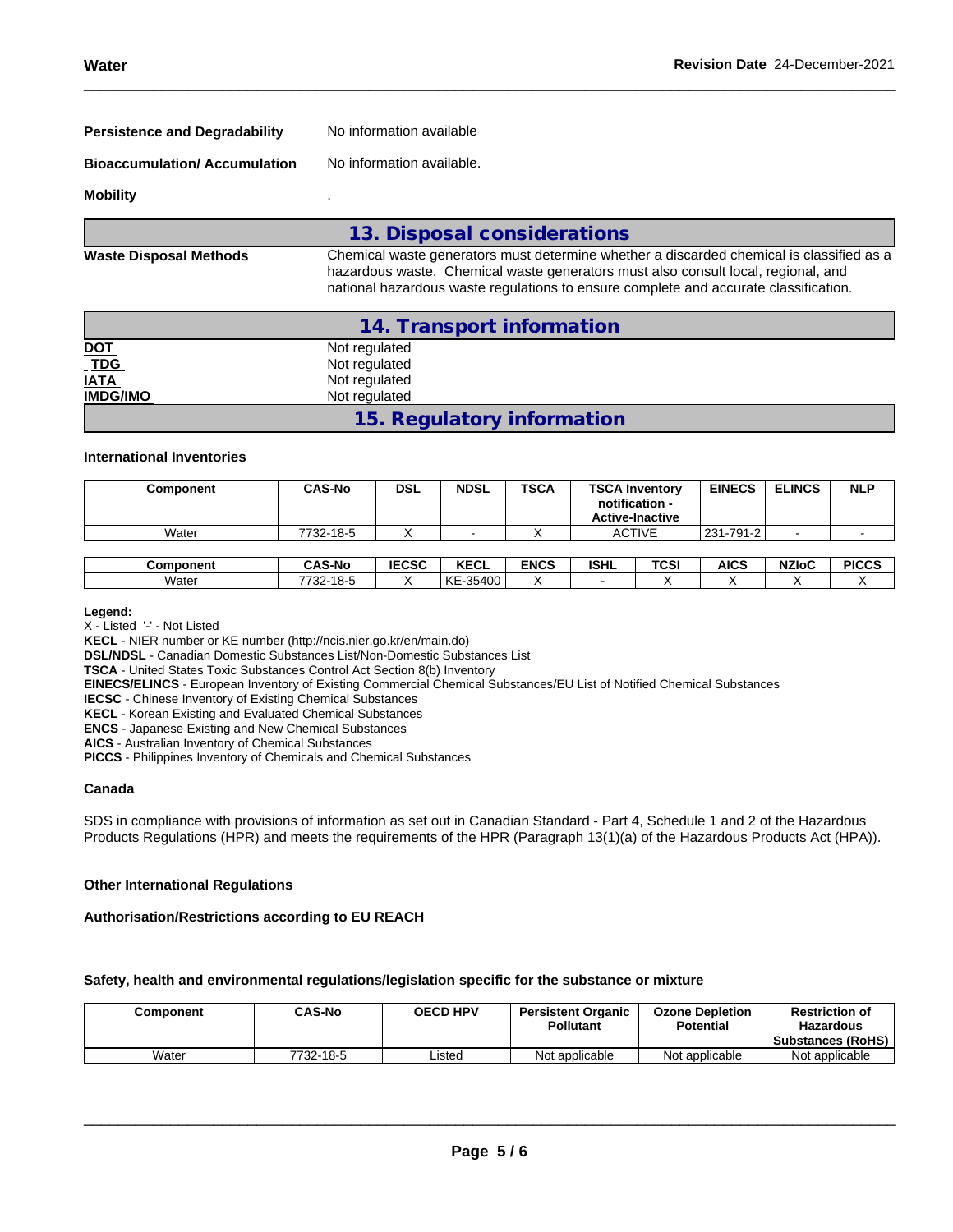**Persistence and Degradability** No information available

**Bioaccumulation/ Accumulation** No information available.

**Mobility** .

## 13. Disposal considerations

**Waste Disposal Methods** Chemical waste generators must determine whether a discarded chemical is classified as a hazardous waste. Chemical waste generators must also consult local, regional, and national hazardous waste regulations to ensure complete and accurate classification.

## 14. Transport information

| | |
|---|---|
| **DOT** | Not regulated |
| **TDG** | Not regulated |
| **IATA** | Not regulated |
| **IMDG/IMO** | Not regulated |

## 15. Regulatory information

### International Inventories

| Component | CAS-No | DSL | NDSL | TSCA | TSCA Inventory notification - Active-Inactive | EINECS | ELINCS | NLP |
|---|---|---|---|---|---|---|---|---|
| Water | 7732-18-5 | X | - | X | ACTIVE | 231-791-2 | - | - |

| Component | CAS-No | IECSC | KECL | ENCS | ISHL | TCSI | AICS | NZIoC | PICCS |
|---|---|---|---|---|---|---|---|---|---|
| Water | 7732-18-5 | X | KE-35400 | X | - | X | X | X | X |

**Legend:**
X - Listed '-' - Not Listed
**KECL** - NIER number or KE number (http://ncis.nier.go.kr/en/main.do)
**DSL/NDSL** - Canadian Domestic Substances List/Non-Domestic Substances List
**TSCA** - United States Toxic Substances Control Act Section 8(b) Inventory
**EINECS/ELINCS** - European Inventory of Existing Commercial Chemical Substances/EU List of Notified Chemical Substances
**IECSC** - Chinese Inventory of Existing Chemical Substances
**KECL** - Korean Existing and Evaluated Chemical Substances
**ENCS** - Japanese Existing and New Chemical Substances
**AICS** - Australian Inventory of Chemical Substances
**PICCS** - Philippines Inventory of Chemicals and Chemical Substances

### Canada

SDS in compliance with provisions of information as set out in Canadian Standard - Part 4, Schedule 1 and 2 of the Hazardous Products Regulations (HPR) and meets the requirements of the HPR (Paragraph 13(1)(a) of the Hazardous Products Act (HPA)).

### Other International Regulations

**Authorisation/Restrictions according to EU REACH**

**Safety, health and environmental regulations/legislation specific for the substance or mixture**

| Component | CAS-No | OECD HPV | Persistent Organic Pollutant | Ozone Depletion Potential | Restriction of Hazardous Substances (RoHS) |
|---|---|---|---|---|---|
| Water | 7732-18-5 | Listed | Not applicable | Not applicable | Not applicable |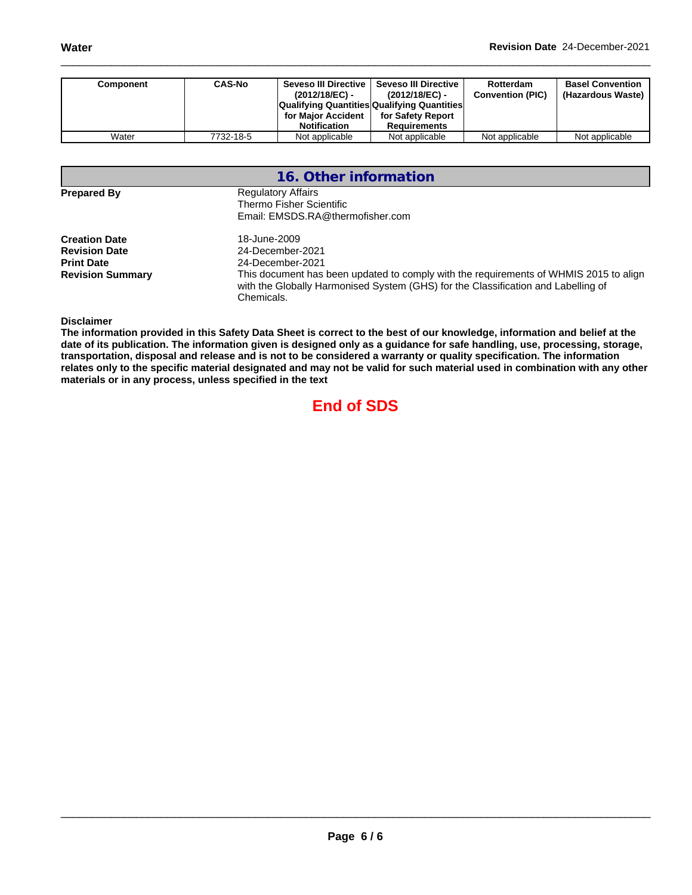| Component | CAS-No | Seveso III Directive (2012/18/EC) - Qualifying Quantities for Major Accident Notification | Seveso III Directive (2012/18/EC) - Qualifying Quantities for Safety Report Requirements | Rotterdam Convention (PIC) | Basel Convention (Hazardous Waste) |
|---|---|---|---|---|---|
| Water | 7732-18-5 | Not applicable | Not applicable | Not applicable | Not applicable |

## 16. Other information

**Prepared By** Regulatory Affairs
Thermo Fisher Scientific
Email: EMSDS.RA@thermofisher.com

**Creation Date** 18-June-2009
**Revision Date** 24-December-2021
**Print Date** 24-December-2021
**Revision Summary** This document has been updated to comply with the requirements of WHMIS 2015 to align with the Globally Harmonised System (GHS) for the Classification and Labelling of Chemicals.

**Disclaimer**
**The information provided in this Safety Data Sheet is correct to the best of our knowledge, information and belief at the date of its publication. The information given is designed only as a guidance for safe handling, use, processing, storage, transportation, disposal and release and is not to be considered a warranty or quality specification. The information relates only to the specific material designated and may not be valid for such material used in combination with any other materials or in any process, unless specified in the text**

**End of SDS**